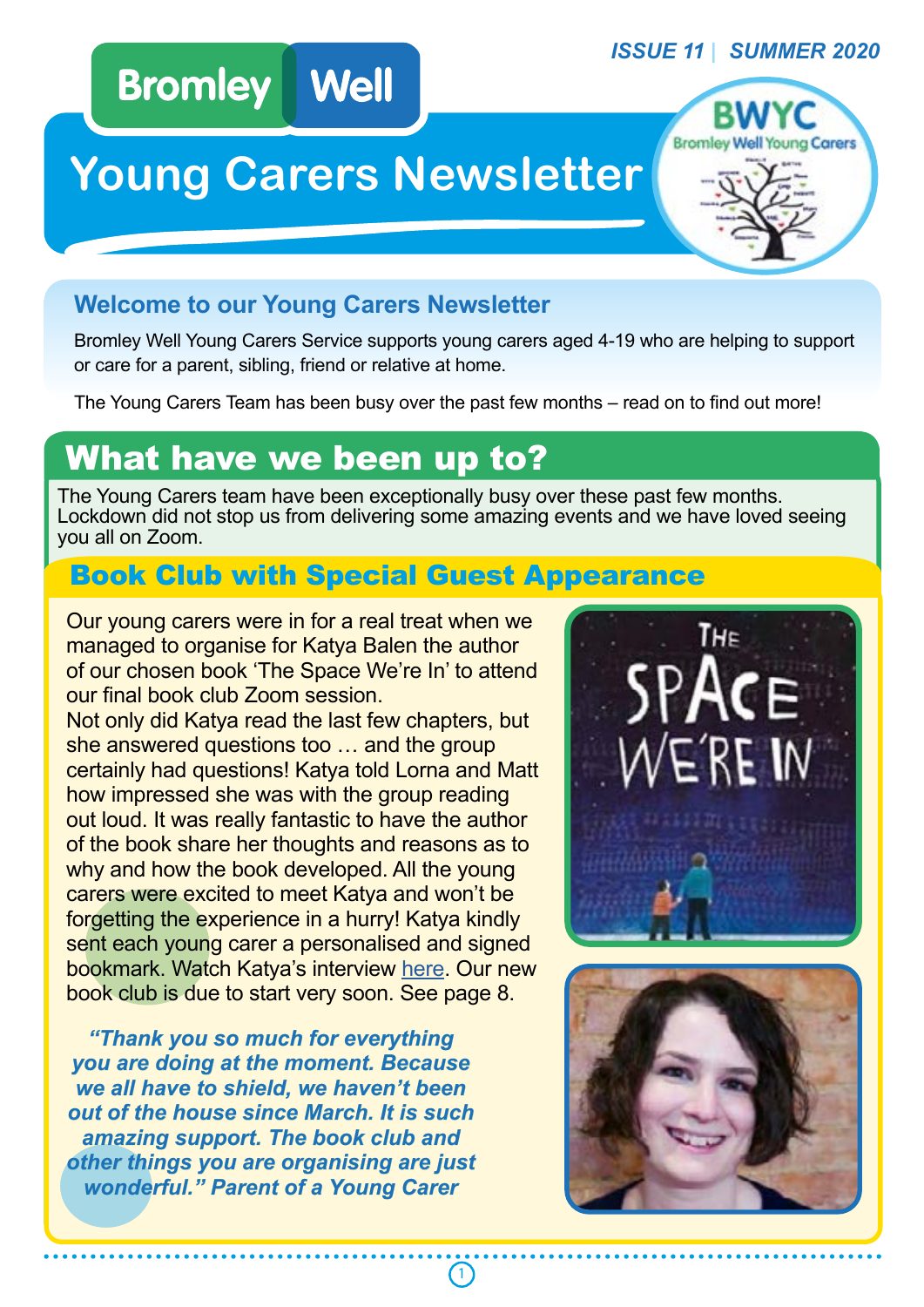Bromley Well

ISSUE 11 | SUMMER 2020

# Young Carers Newsletter

BWYC Bromley Well Young Carers

## Welcome to our Young Carers Newsletter

Bromley Well Young Carers Service supports young carers aged 4-19 who are helping to support or care for a parent, sibling, friend or relative at home.

The Young Carers Team has been busy over the past few months – read on to find out more!

## What have we been up to?

The Young Carers team have been exceptionally busy over these past few months. Lockdown did not stop us from delivering some amazing events and we have loved seeing you all on Zoom.

### Book Club with Special Guest Appearance

Our young carers were in for a real treat when we managed to organise for Katya Balen the author of our chosen book 'The Space We're In' to attend our final book club Zoom session.
Not only did Katya read the last few chapters, but she answered questions too … and the group certainly had questions! Katya told Lorna and Matt how impressed she was with the group reading out loud. It was really fantastic to have the author of the book share her thoughts and reasons as to why and how the book developed. All the young carers were excited to meet Katya and won't be forgetting the experience in a hurry! Katya kindly sent each young carer a personalised and signed bookmark. Watch Katya's interview here. Our new book club is due to start very soon. See page 8.

***"Thank you so much for everything you are doing at the moment. Because we all have to shield, we haven't been out of the house since March. It is such amazing support. The book club and other things you are organising are just wonderful." Parent of a Young Carer***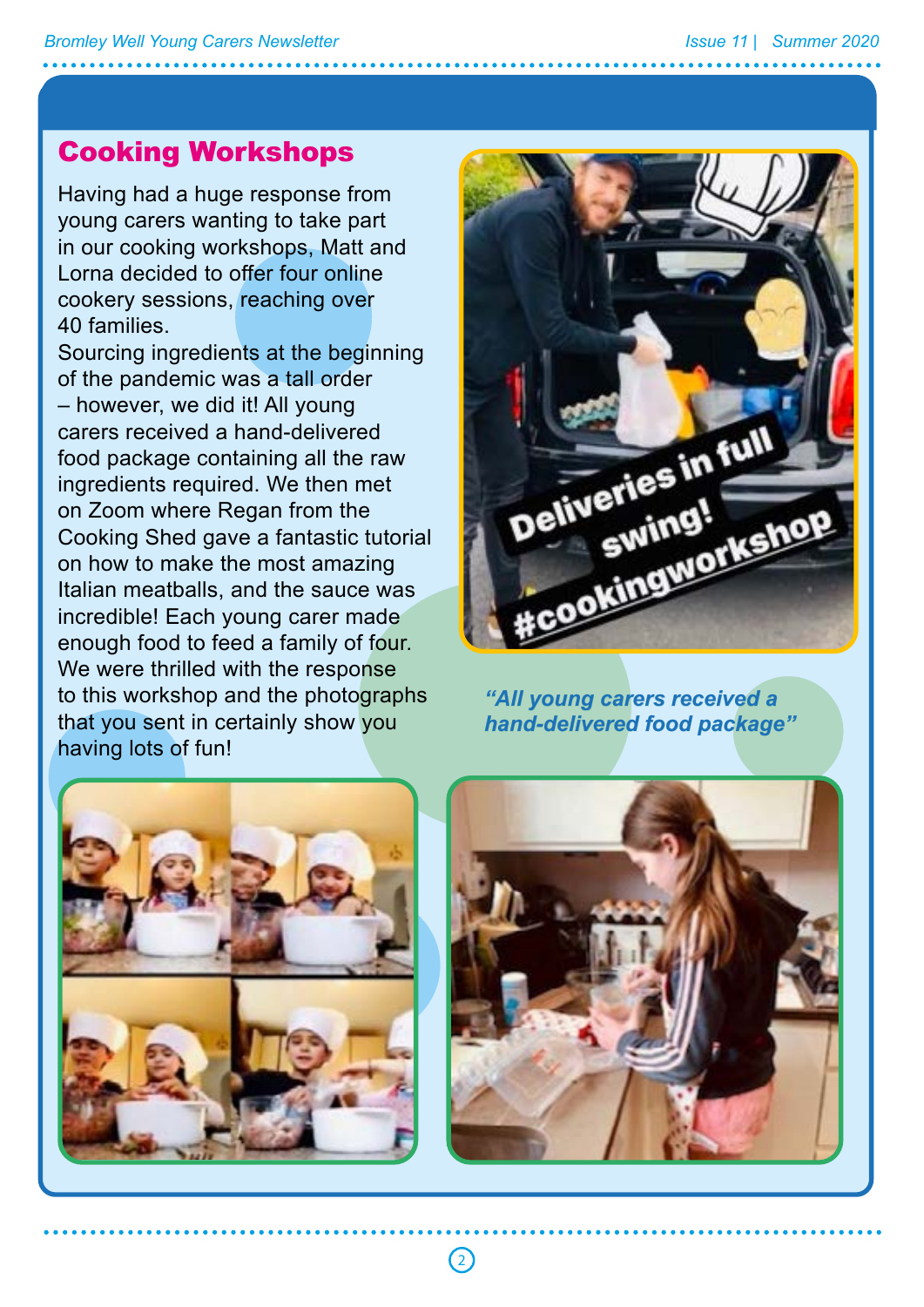## Cooking Workshops

Having had a huge response from young carers wanting to take part in our cooking workshops, Matt and Lorna decided to offer four online cookery sessions, reaching over 40 families.

Sourcing ingredients at the beginning of the pandemic was a tall order – however, we did it! All young carers received a hand-delivered food package containing all the raw ingredients required. We then met on Zoom where Regan from the Cooking Shed gave a fantastic tutorial on how to make the most amazing Italian meatballs, and the sauce was incredible! Each young carer made enough food to feed a family of four. We were thrilled with the response to this workshop and the photographs that you sent in certainly show you having lots of fun!

*"All young carers received a hand-delivered food package"*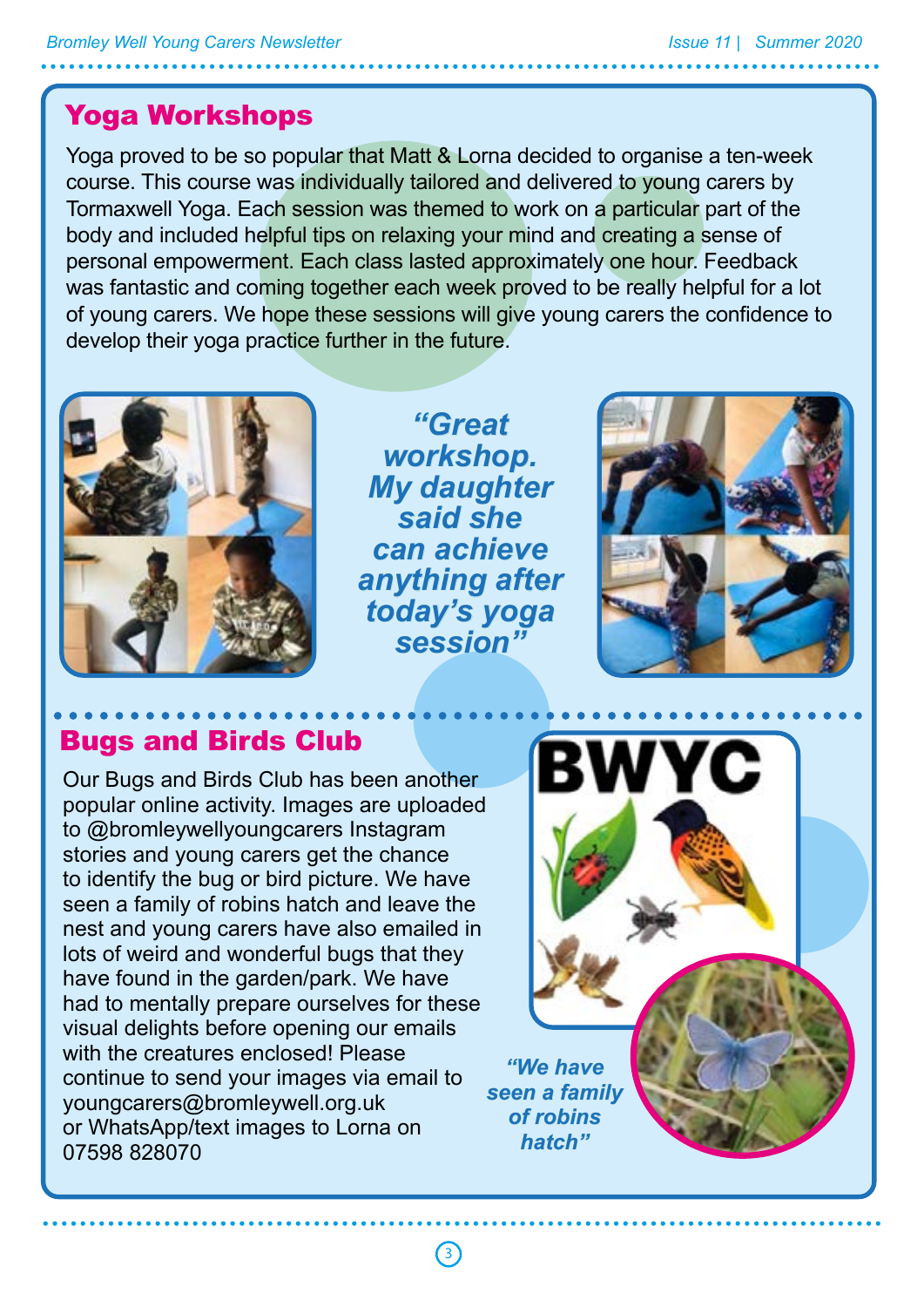## Yoga Workshops

Yoga proved to be so popular that Matt & Lorna decided to organise a ten-week course. This course was individually tailored and delivered to young carers by Tormaxwell Yoga. Each session was themed to work on a particular part of the body and included helpful tips on relaxing your mind and creating a sense of personal empowerment. Each class lasted approximately one hour. Feedback was fantastic and coming together each week proved to be really helpful for a lot of young carers. We hope these sessions will give young carers the confidence to develop their yoga practice further in the future.

***"Great workshop. My daughter said she can achieve anything after today's yoga session"***

## Bugs and Birds Club

Our Bugs and Birds Club has been another popular online activity. Images are uploaded to @bromleywellyoungcarers Instagram stories and young carers get the chance to identify the bug or bird picture. We have seen a family of robins hatch and leave the nest and young carers have also emailed in lots of weird and wonderful bugs that they have found in the garden/park. We have had to mentally prepare ourselves for these visual delights before opening our emails with the creatures enclosed! Please continue to send your images via email to youngcarers@bromleywell.org.uk or WhatsApp/text images to Lorna on 07598 828070

BWYC

***"We have seen a family of robins hatch"***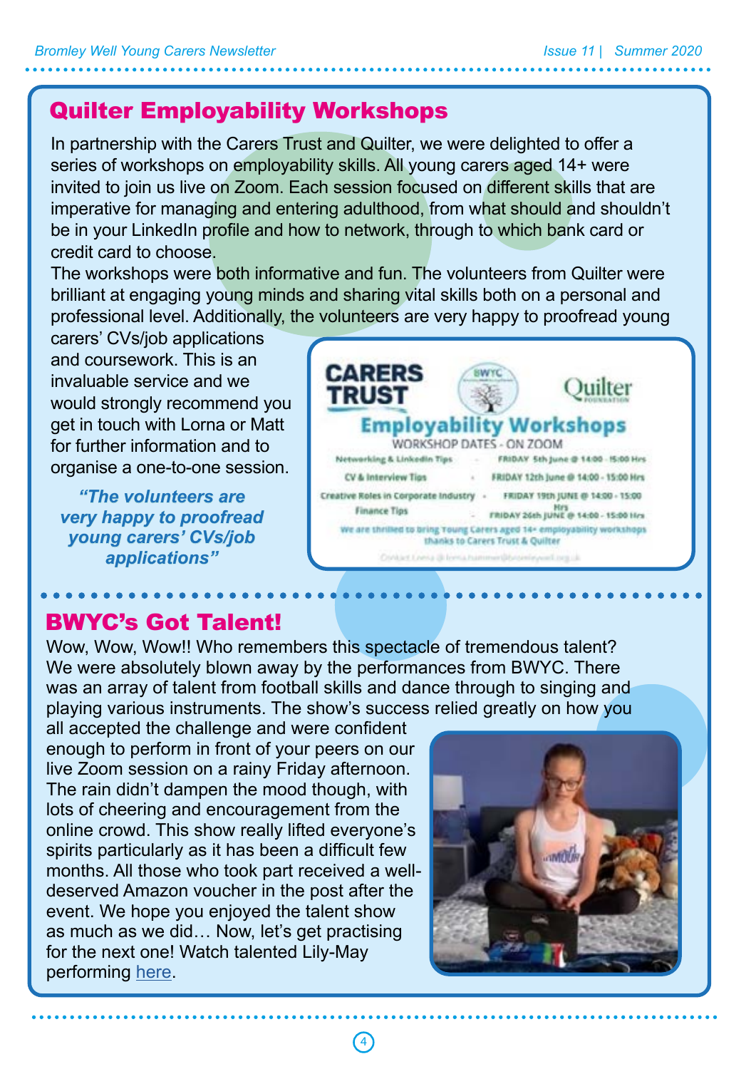## Quilter Employability Workshops

In partnership with the Carers Trust and Quilter, we were delighted to offer a series of workshops on employability skills. All young carers aged 14+ were invited to join us live on Zoom. Each session focused on different skills that are imperative for managing and entering adulthood, from what should and shouldn't be in your LinkedIn profile and how to network, through to which bank card or credit card to choose.

The workshops were both informative and fun. The volunteers from Quilter were brilliant at engaging young minds and sharing vital skills both on a personal and professional level. Additionally, the volunteers are very happy to proofread young carers' CVs/job applications and coursework. This is an invaluable service and we would strongly recommend you get in touch with Lorna or Matt for further information and to organise a one-to-one session.

> ***"The volunteers are very happy to proofread young carers' CVs/job applications"***

**CARERS TRUST** | BWYC | **Quilter** FOUNDATION

**Employability Workshops**

WORKSHOP DATES - ON ZOOM

| Workshop | | Date |
|---|---|---|
| Networking & LinkedIn Tips | - | FRIDAY 5th June @ 14:00 - 15:00 Hrs |
| CV & Interview Tips | - | FRIDAY 12th June @ 14:00 - 15:00 Hrs |
| Creative Roles in Corporate Industry | - | FRIDAY 19th JUNE @ 14:00 - 15:00 Hrs |
| Finance Tips | - | FRIDAY 26th JUNE @ 14:00 - 15:00 Hrs |

We are thrilled to bring Young Carers aged 14+ employability workshops thanks to Carers Trust & Quilter

Contact Lorna @ lorna.hummer@bromleywell.org.uk

## BWYC's Got Talent!

Wow, Wow, Wow!! Who remembers this spectacle of tremendous talent? We were absolutely blown away by the performances from BWYC. There was an array of talent from football skills and dance through to singing and playing various instruments. The show's success relied greatly on how you all accepted the challenge and were confident enough to perform in front of your peers on our live Zoom session on a rainy Friday afternoon. The rain didn't dampen the mood though, with lots of cheering and encouragement from the online crowd. This show really lifted everyone's spirits particularly as it has been a difficult few months. All those who took part received a well-deserved Amazon voucher in the post after the event. We hope you enjoyed the talent show as much as we did… Now, let's get practising for the next one! Watch talented Lily-May performing here.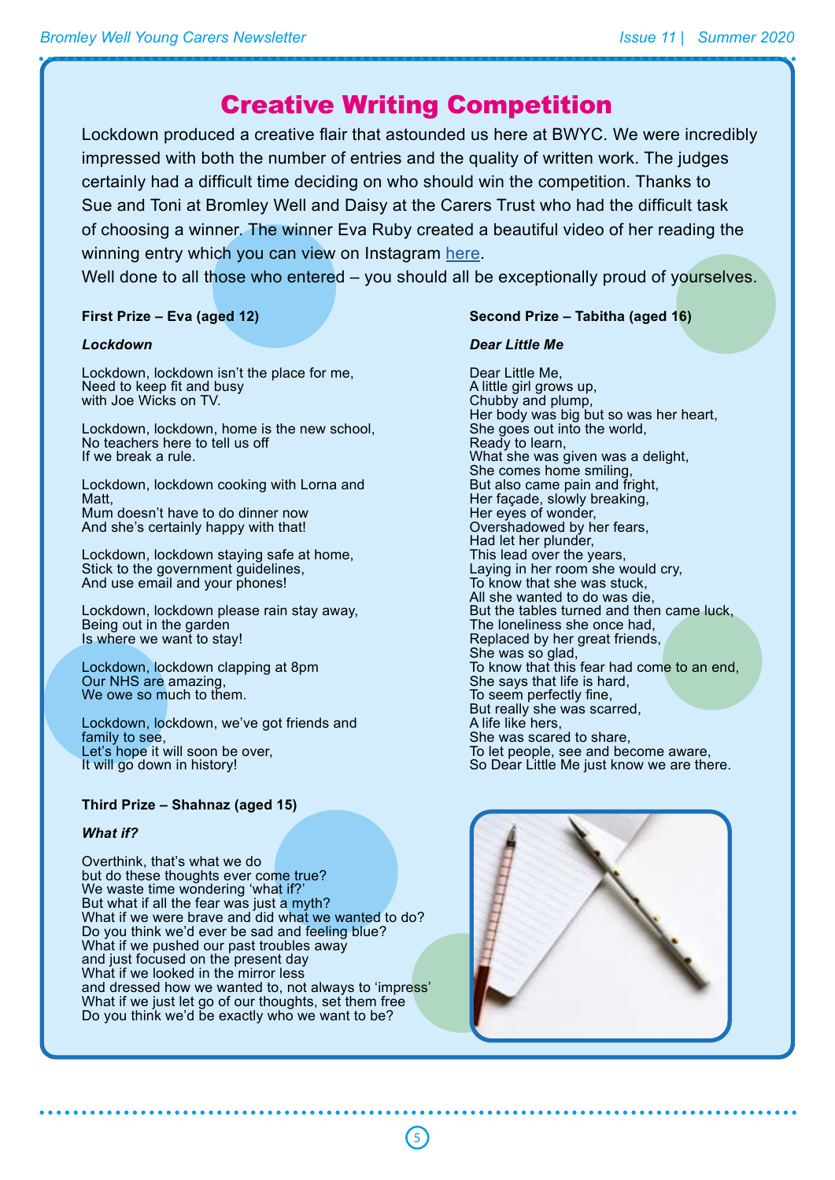# Creative Writing Competition

Lockdown produced a creative flair that astounded us here at BWYC. We were incredibly impressed with both the number of entries and the quality of written work. The judges certainly had a difficult time deciding on who should win the competition. Thanks to Sue and Toni at Bromley Well and Daisy at the Carers Trust who had the difficult task of choosing a winner. The winner Eva Ruby created a beautiful video of her reading the winning entry which you can view on Instagram here.

Well done to all those who entered – you should all be exceptionally proud of yourselves.

**First Prize – Eva (aged 12)**

***Lockdown***

Lockdown, lockdown isn't the place for me,
Need to keep fit and busy
with Joe Wicks on TV.

Lockdown, lockdown, home is the new school,
No teachers here to tell us off
If we break a rule.

Lockdown, lockdown cooking with Lorna and Matt,
Mum doesn't have to do dinner now
And she's certainly happy with that!

Lockdown, lockdown staying safe at home,
Stick to the government guidelines,
And use email and your phones!

Lockdown, lockdown please rain stay away,
Being out in the garden
Is where we want to stay!

Lockdown, lockdown clapping at 8pm
Our NHS are amazing,
We owe so much to them.

Lockdown, lockdown, we've got friends and family to see,
Let's hope it will soon be over,
It will go down in history!

**Third Prize – Shahnaz (aged 15)**

***What if?***

Overthink, that's what we do
but do these thoughts ever come true?
We waste time wondering 'what if?'
But what if all the fear was just a myth?
What if we were brave and did what we wanted to do?
Do you think we'd ever be sad and feeling blue?
What if we pushed our past troubles away
and just focused on the present day
What if we looked in the mirror less
and dressed how we wanted to, not always to 'impress'
What if we just let go of our thoughts, set them free
Do you think we'd be exactly who we want to be?

**Second Prize – Tabitha (aged 16)**

***Dear Little Me***

Dear Little Me,
A little girl grows up,
Chubby and plump,
Her body was big but so was her heart,
She goes out into the world,
Ready to learn,
What she was given was a delight,
She comes home smiling,
But also came pain and fright,
Her façade, slowly breaking,
Her eyes of wonder,
Overshadowed by her fears,
Had let her plunder,
This lead over the years,
Laying in her room she would cry,
To know that she was stuck,
All she wanted to do was die,
But the tables turned and then came luck,
The loneliness she once had,
Replaced by her great friends,
She was so glad,
To know that this fear had come to an end,
She says that life is hard,
To seem perfectly fine,
But really she was scarred,
A life like hers,
She was scared to share,
To let people, see and become aware,
So Dear Little Me just know we are there.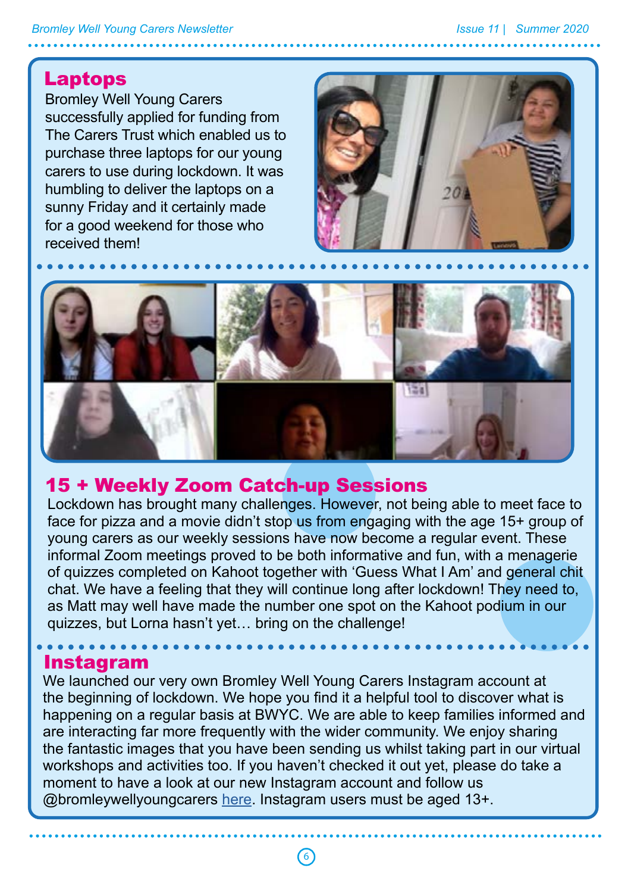## Laptops

Bromley Well Young Carers successfully applied for funding from The Carers Trust which enabled us to purchase three laptops for our young carers to use during lockdown. It was humbling to deliver the laptops on a sunny Friday and it certainly made for a good weekend for those who received them!

## 15 + Weekly Zoom Catch-up Sessions

Lockdown has brought many challenges. However, not being able to meet face to face for pizza and a movie didn't stop us from engaging with the age 15+ group of young carers as our weekly sessions have now become a regular event. These informal Zoom meetings proved to be both informative and fun, with a menagerie of quizzes completed on Kahoot together with 'Guess What I Am' and general chit chat. We have a feeling that they will continue long after lockdown! They need to, as Matt may well have made the number one spot on the Kahoot podium in our quizzes, but Lorna hasn't yet… bring on the challenge!

## Instagram

We launched our very own Bromley Well Young Carers Instagram account at the beginning of lockdown. We hope you find it a helpful tool to discover what is happening on a regular basis at BWYC. We are able to keep families informed and are interacting far more frequently with the wider community. We enjoy sharing the fantastic images that you have been sending us whilst taking part in our virtual workshops and activities too. If you haven't checked it out yet, please do take a moment to have a look at our new Instagram account and follow us @bromleywellyoungcarers here. Instagram users must be aged 13+.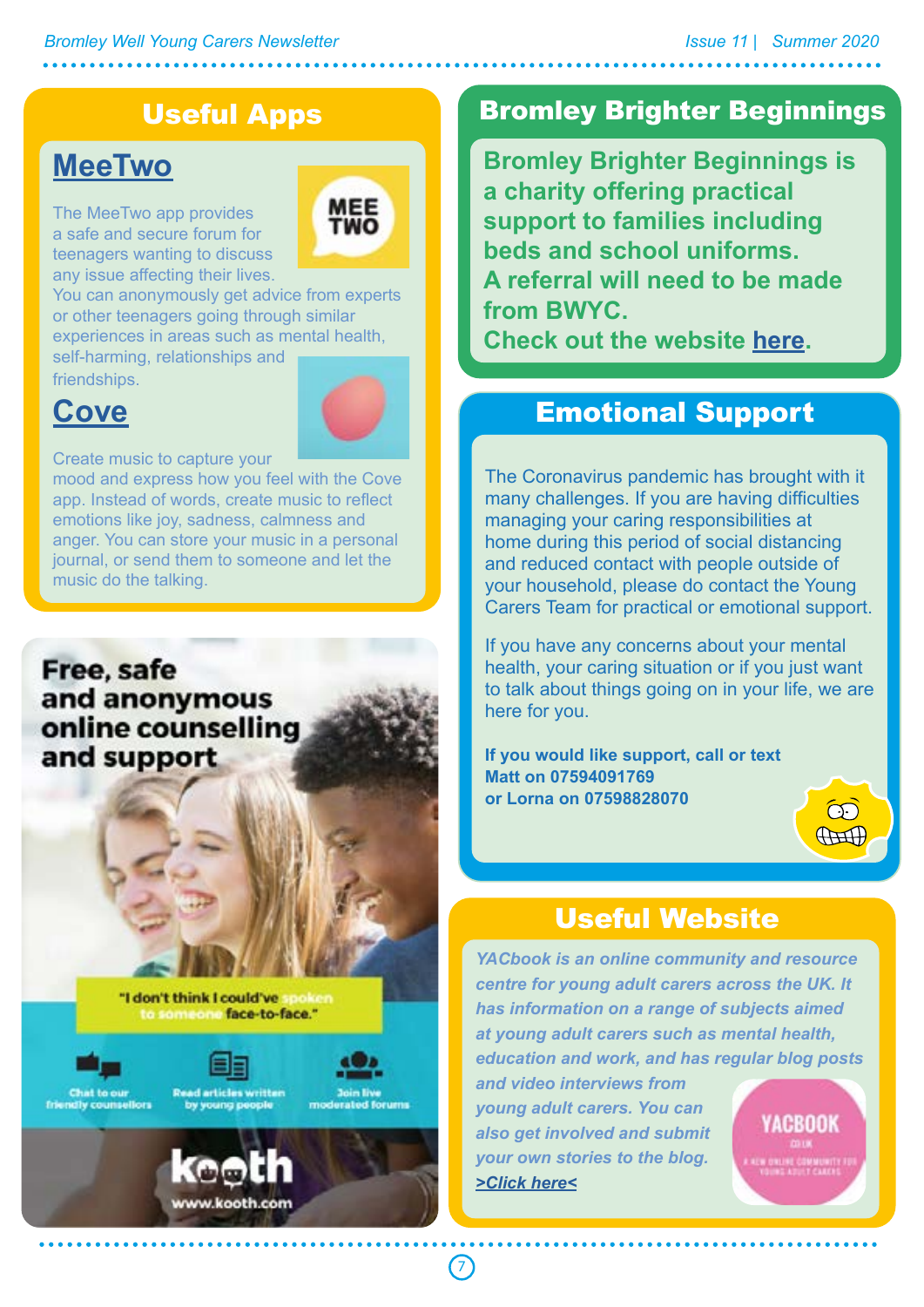## Useful Apps

### MeeTwo

The MeeTwo app provides a safe and secure forum for teenagers wanting to discuss any issue affecting their lives. You can anonymously get advice from experts or other teenagers going through similar experiences in areas such as mental health, self-harming, relationships and friendships.

### Cove

Create music to capture your mood and express how you feel with the Cove app. Instead of words, create music to reflect emotions like joy, sadness, calmness and anger. You can store your music in a personal journal, or send them to someone and let the music do the talking.

**Free, safe and anonymous online counselling and support**

"I don't think I could've spoken to someone face-to-face."

Chat to our friendly counsellors | Read articles written by young people | Join live moderated forums

kooth

www.kooth.com

## Bromley Brighter Beginnings

**Bromley Brighter Beginnings is a charity offering practical support to families including beds and school uniforms.**
**A referral will need to be made from BWYC.**
**Check out the website here.**

## Emotional Support

The Coronavirus pandemic has brought with it many challenges. If you are having difficulties managing your caring responsibilities at home during this period of social distancing and reduced contact with people outside of your household, please do contact the Young Carers Team for practical or emotional support.

If you have any concerns about your mental health, your caring situation or if you just want to talk about things going on in your life, we are here for you.

**If you would like support, call or text Matt on 07594091769 or Lorna on 07598828070**

## Useful Website

*YACbook is an online community and resource centre for young adult carers across the UK. It has information on a range of subjects aimed at young adult carers such as mental health, education and work, and has regular blog posts and video interviews from young adult carers. You can also get involved and submit your own stories to the blog.*

*>Click here<*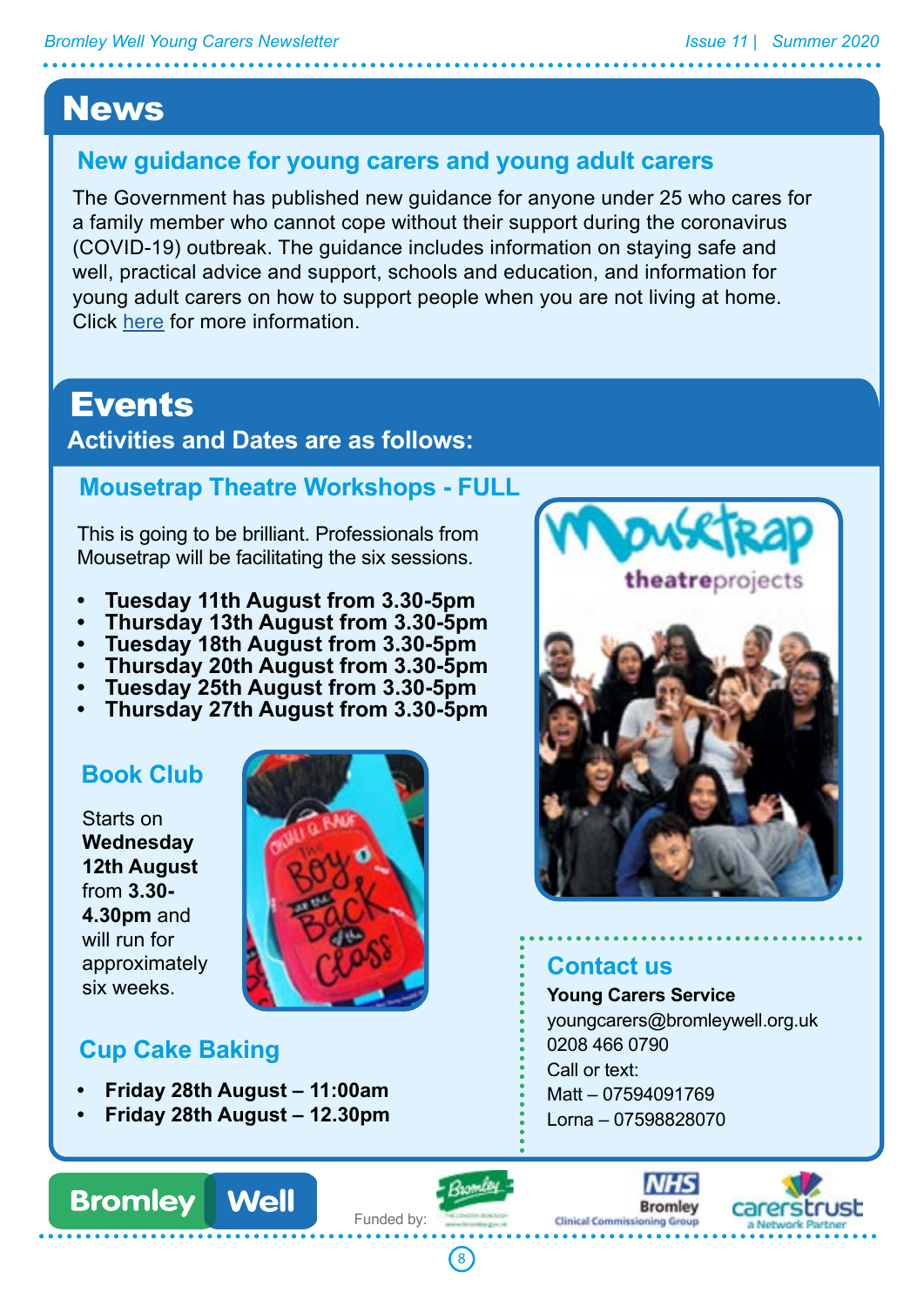# News

## New guidance for young carers and young adult carers

The Government has published new guidance for anyone under 25 who cares for a family member who cannot cope without their support during the coronavirus (COVID-19) outbreak. The guidance includes information on staying safe and well, practical advice and support, schools and education, and information for young adult carers on how to support people when you are not living at home. Click here for more information.

# Events

**Activities and Dates are as follows:**

## Mousetrap Theatre Workshops - FULL

This is going to be brilliant. Professionals from Mousetrap will be facilitating the six sessions.

- **Tuesday 11th August from 3.30-5pm**
- **Thursday 13th August from 3.30-5pm**
- **Tuesday 18th August from 3.30-5pm**
- **Thursday 20th August from 3.30-5pm**
- **Tuesday 25th August from 3.30-5pm**
- **Thursday 27th August from 3.30-5pm**

## Book Club

Starts on **Wednesday 12th August** from **3.30-4.30pm** and will run for approximately six weeks.

## Cup Cake Baking

- **Friday 28th August – 11:00am**
- **Friday 28th August – 12.30pm**

## Contact us

**Young Carers Service**
youngcarers@bromleywell.org.uk
0208 466 0790
Call or text:
Matt – 07594091769
Lorna – 07598828070

Funded by: